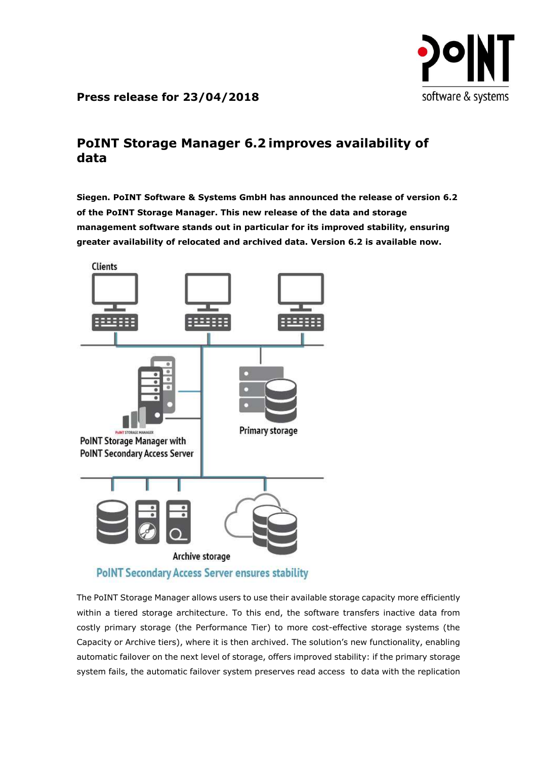**Press release for 23/04/2018**

# PoINT Storage Manager 6.2 improves availability of data

**Siegen. PoINT Software & Systems GmbH has announced the release of version 6.2 of the PoINT Storage Manager. This new release of the data and storage management software stands out in particular for its improved stability, ensuring greater availability of relocated and archived data. Version 6.2 is available now.**

PoINT Secondary Access Server ensures stability

The PoINT Storage Manager allows users to use their available storage capacity more efficiently within a tiered storage architecture. To this end, the software transfers inactive data from costly primary storage (the Performance Tier) to more cost-effective storage systems (the Capacity or Archive tiers), where it is then archived. The solution's new functionality, enabling automatic failover on the next level of storage, offers improved stability: if the primary storage system fails, the automatic failover system preserves read access to data with the replication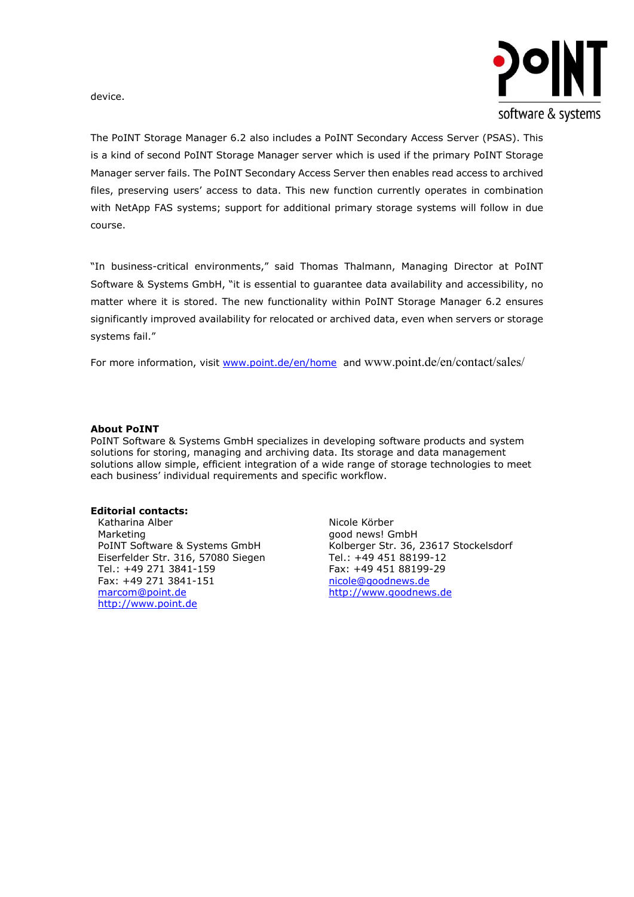device.

The PoINT Storage Manager 6.2 also includes a PoINT Secondary Access Server (PSAS). This is a kind of second PoINT Storage Manager server which is used if the primary PoINT Storage Manager server fails. The PoINT Secondary Access Server then enables read access to archived files, preserving users' access to data. This new function currently operates in combination with NetApp FAS systems; support for additional primary storage systems will follow in due course.

"In business-critical environments," said Thomas Thalmann, Managing Director at PoINT Software & Systems GmbH, "it is essential to guarantee data availability and accessibility, no matter where it is stored. The new functionality within PoINT Storage Manager 6.2 ensures significantly improved availability for relocated or archived data, even when servers or storage systems fail."

For more information, visit www.point.de/en/home and www.point.de/en/contact/sales/

**About PoINT**
PoINT Software & Systems GmbH specializes in developing software products and system solutions for storing, managing and archiving data. Its storage and data management solutions allow simple, efficient integration of a wide range of storage technologies to meet each business' individual requirements and specific workflow.

**Editorial contacts:**

Katharina Alber
Marketing
PoINT Software & Systems GmbH
Eiserfelder Str. 316, 57080 Siegen
Tel.: +49 271 3841-159
Fax: +49 271 3841-151
marcom@point.de
http://www.point.de

Nicole Körber
good news! GmbH
Kolberger Str. 36, 23617 Stockelsdorf
Tel.: +49 451 88199-12
Fax: +49 451 88199-29
nicole@goodnews.de
http://www.goodnews.de